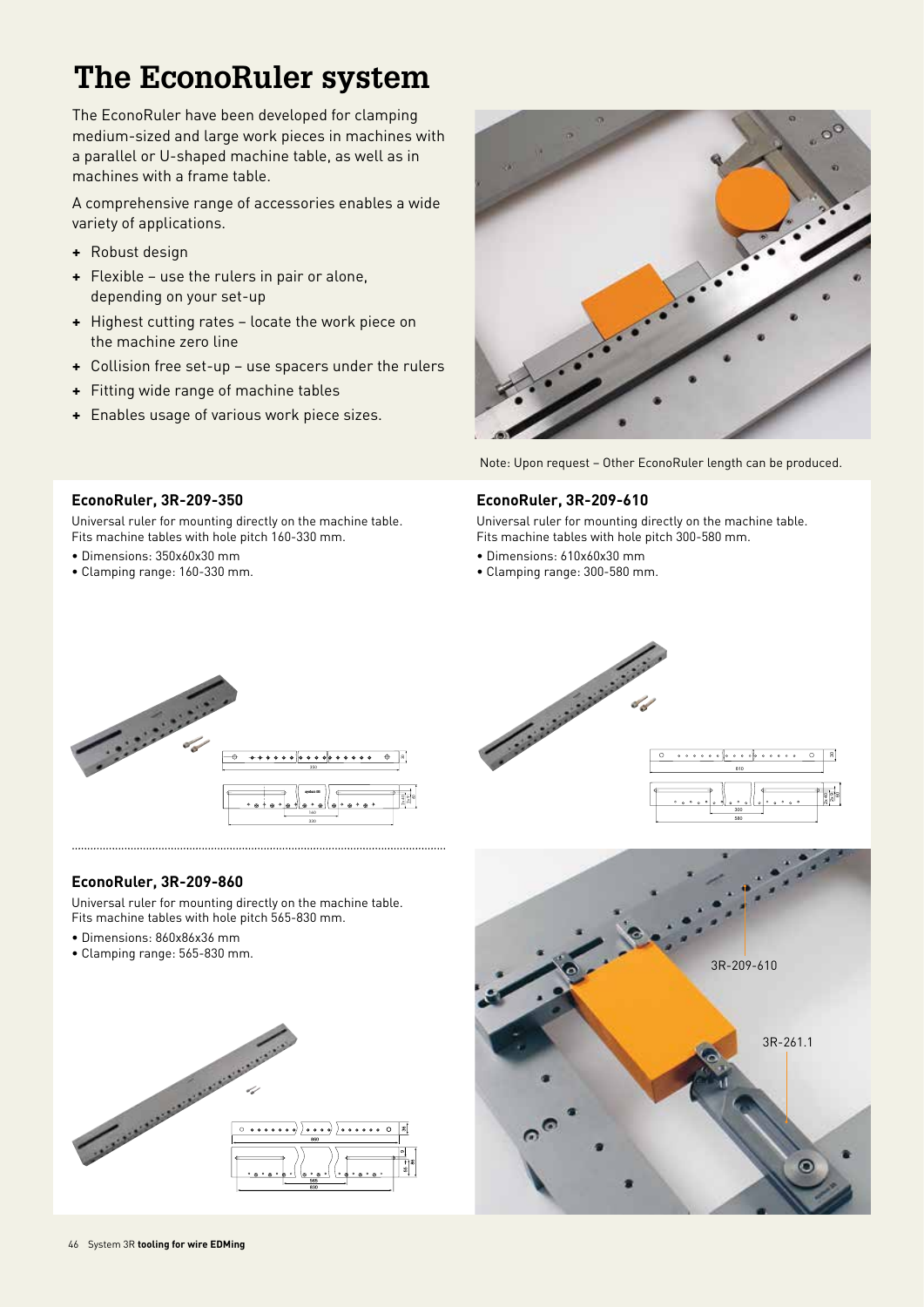# The EconoRuler system

The EconoRuler have been developed for clamping medium-sized and large work pieces in machines with a parallel or U-shaped machine table, as well as in machines with a frame table.

A comprehensive range of accessories enables a wide variety of applications.

+ Robust design
+ Flexible – use the rulers in pair or alone, depending on your set-up
+ Highest cutting rates – locate the work piece on the machine zero line
+ Collision free set-up – use spacers under the rulers
+ Fitting wide range of machine tables
+ Enables usage of various work piece sizes.

Note: Upon request – Other EconoRuler length can be produced.

### EconoRuler, 3R-209-350

Universal ruler for mounting directly on the machine table. Fits machine tables with hole pitch 160-330 mm.

- Dimensions: 350x60x30 mm
- Clamping range: 160-330 mm.

### EconoRuler, 3R-209-610

Universal ruler for mounting directly on the machine table. Fits machine tables with hole pitch 300-580 mm.

- Dimensions: 610x60x30 mm
- Clamping range: 300-580 mm.

### EconoRuler, 3R-209-860

Universal ruler for mounting directly on the machine table. Fits machine tables with hole pitch 565-830 mm.

- Dimensions: 860x86x36 mm
- Clamping range: 565-830 mm.

3R-209-610

3R-261.1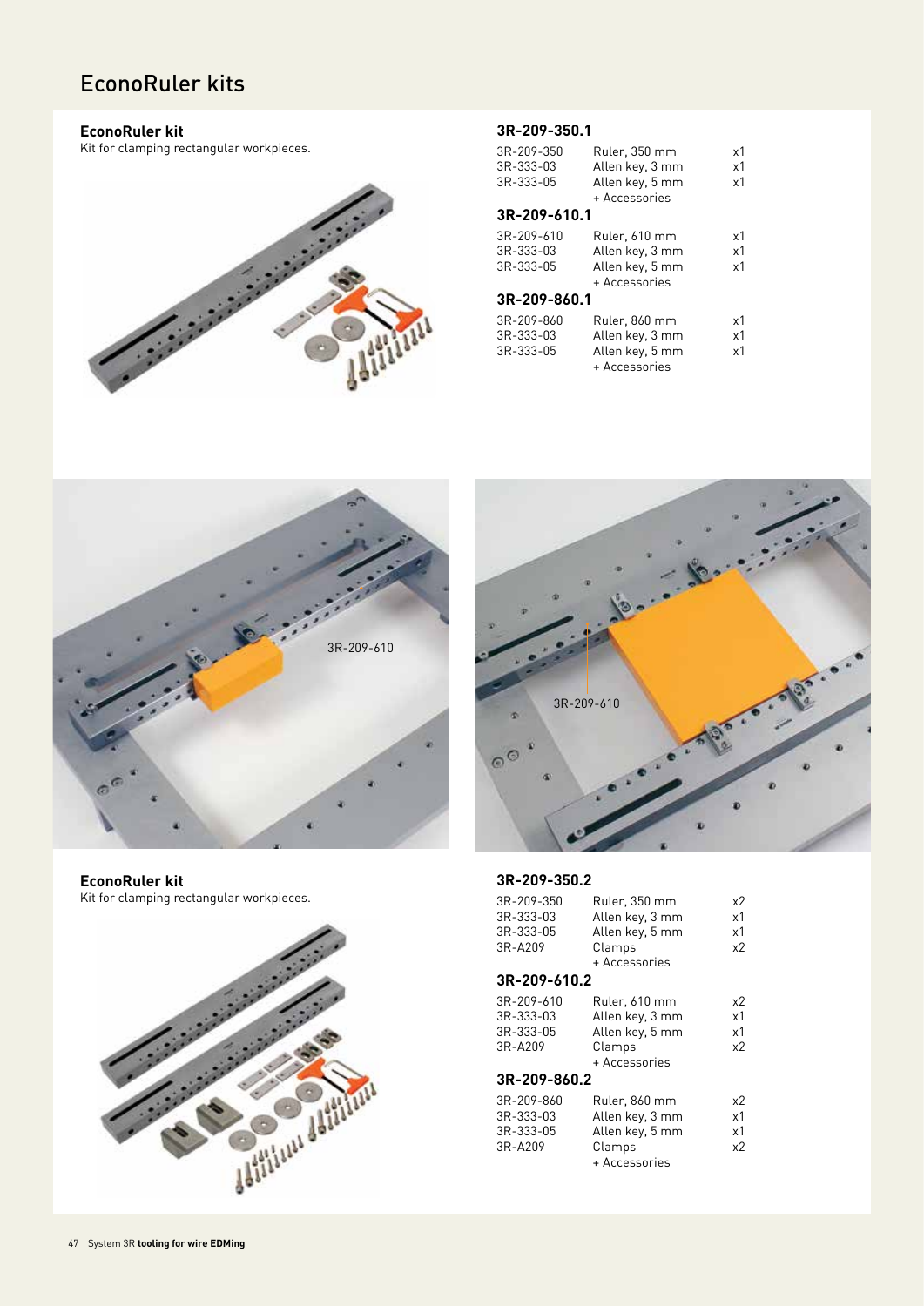# EconoRuler kits

### EconoRuler kit

Kit for clamping rectangular workpieces.

### 3R-209-350.1

| | | |
|---|---|---|
| 3R-209-350 | Ruler, 350 mm | x1 |
| 3R-333-03 | Allen key, 3 mm | x1 |
| 3R-333-05 | Allen key, 5 mm | x1 |
| | + Accessories | |

### 3R-209-610.1

| | | |
|---|---|---|
| 3R-209-610 | Ruler, 610 mm | x1 |
| 3R-333-03 | Allen key, 3 mm | x1 |
| 3R-333-05 | Allen key, 5 mm | x1 |
| | + Accessories | |

### 3R-209-860.1

| | | |
|---|---|---|
| 3R-209-860 | Ruler, 860 mm | x1 |
| 3R-333-03 | Allen key, 3 mm | x1 |
| 3R-333-05 | Allen key, 5 mm | x1 |
| | + Accessories | |

3R-209-610

3R-209-610

### EconoRuler kit

Kit for clamping rectangular workpieces.

### 3R-209-350.2

| | | |
|---|---|---|
| 3R-209-350 | Ruler, 350 mm | x2 |
| 3R-333-03 | Allen key, 3 mm | x1 |
| 3R-333-05 | Allen key, 5 mm | x1 |
| 3R-A209 | Clamps | x2 |
| | + Accessories | |

### 3R-209-610.2

| | | |
|---|---|---|
| 3R-209-610 | Ruler, 610 mm | x2 |
| 3R-333-03 | Allen key, 3 mm | x1 |
| 3R-333-05 | Allen key, 5 mm | x1 |
| 3R-A209 | Clamps | x2 |
| | + Accessories | |

### 3R-209-860.2

| | | |
|---|---|---|
| 3R-209-860 | Ruler, 860 mm | x2 |
| 3R-333-03 | Allen key, 3 mm | x1 |
| 3R-333-05 | Allen key, 5 mm | x1 |
| 3R-A209 | Clamps | x2 |
| | + Accessories | |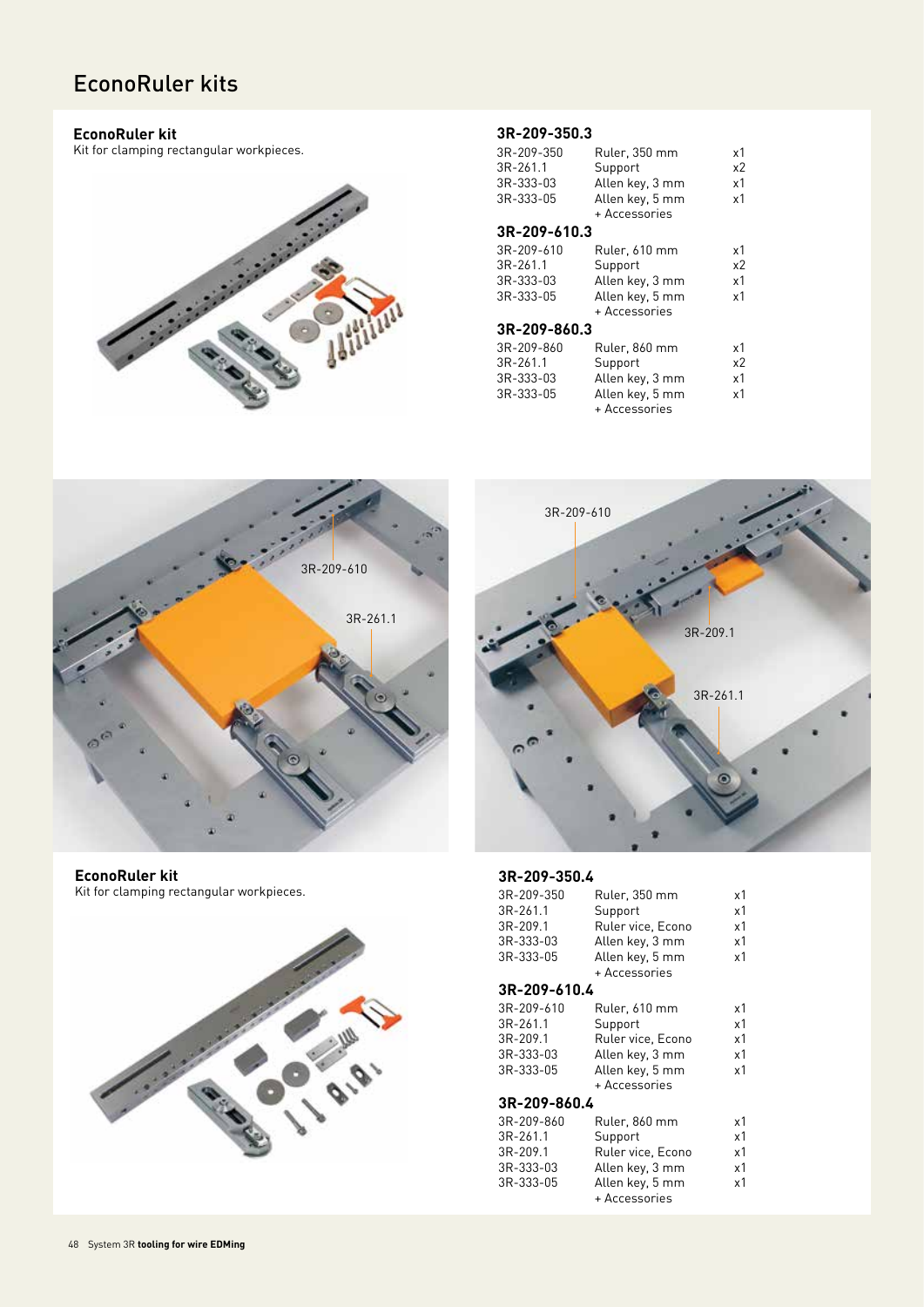# EconoRuler kits

**EconoRuler kit**
Kit for clamping rectangular workpieces.

### 3R-209-350.3

| | | |
|---|---|---|
| 3R-209-350 | Ruler, 350 mm | x1 |
| 3R-261.1 | Support | x2 |
| 3R-333-03 | Allen key, 3 mm | x1 |
| 3R-333-05 | Allen key, 5 mm | x1 |
| | + Accessories | |

### 3R-209-610.3

| | | |
|---|---|---|
| 3R-209-610 | Ruler, 610 mm | x1 |
| 3R-261.1 | Support | x2 |
| 3R-333-03 | Allen key, 3 mm | x1 |
| 3R-333-05 | Allen key, 5 mm | x1 |
| | + Accessories | |

### 3R-209-860.3

| | | |
|---|---|---|
| 3R-209-860 | Ruler, 860 mm | x1 |
| 3R-261.1 | Support | x2 |
| 3R-333-03 | Allen key, 3 mm | x1 |
| 3R-333-05 | Allen key, 5 mm | x1 |
| | + Accessories | |

3R-209-610
3R-261.1

3R-209-610
3R-209.1
3R-261.1

**EconoRuler kit**
Kit for clamping rectangular workpieces.

### 3R-209-350.4

| | | |
|---|---|---|
| 3R-209-350 | Ruler, 350 mm | x1 |
| 3R-261.1 | Support | x1 |
| 3R-209.1 | Ruler vice, Econo | x1 |
| 3R-333-03 | Allen key, 3 mm | x1 |
| 3R-333-05 | Allen key, 5 mm | x1 |
| | + Accessories | |

### 3R-209-610.4

| | | |
|---|---|---|
| 3R-209-610 | Ruler, 610 mm | x1 |
| 3R-261.1 | Support | x1 |
| 3R-209.1 | Ruler vice, Econo | x1 |
| 3R-333-03 | Allen key, 3 mm | x1 |
| 3R-333-05 | Allen key, 5 mm | x1 |
| | + Accessories | |

### 3R-209-860.4

| | | |
|---|---|---|
| 3R-209-860 | Ruler, 860 mm | x1 |
| 3R-261.1 | Support | x1 |
| 3R-209.1 | Ruler vice, Econo | x1 |
| 3R-333-03 | Allen key, 3 mm | x1 |
| 3R-333-05 | Allen key, 5 mm | x1 |
| | + Accessories | |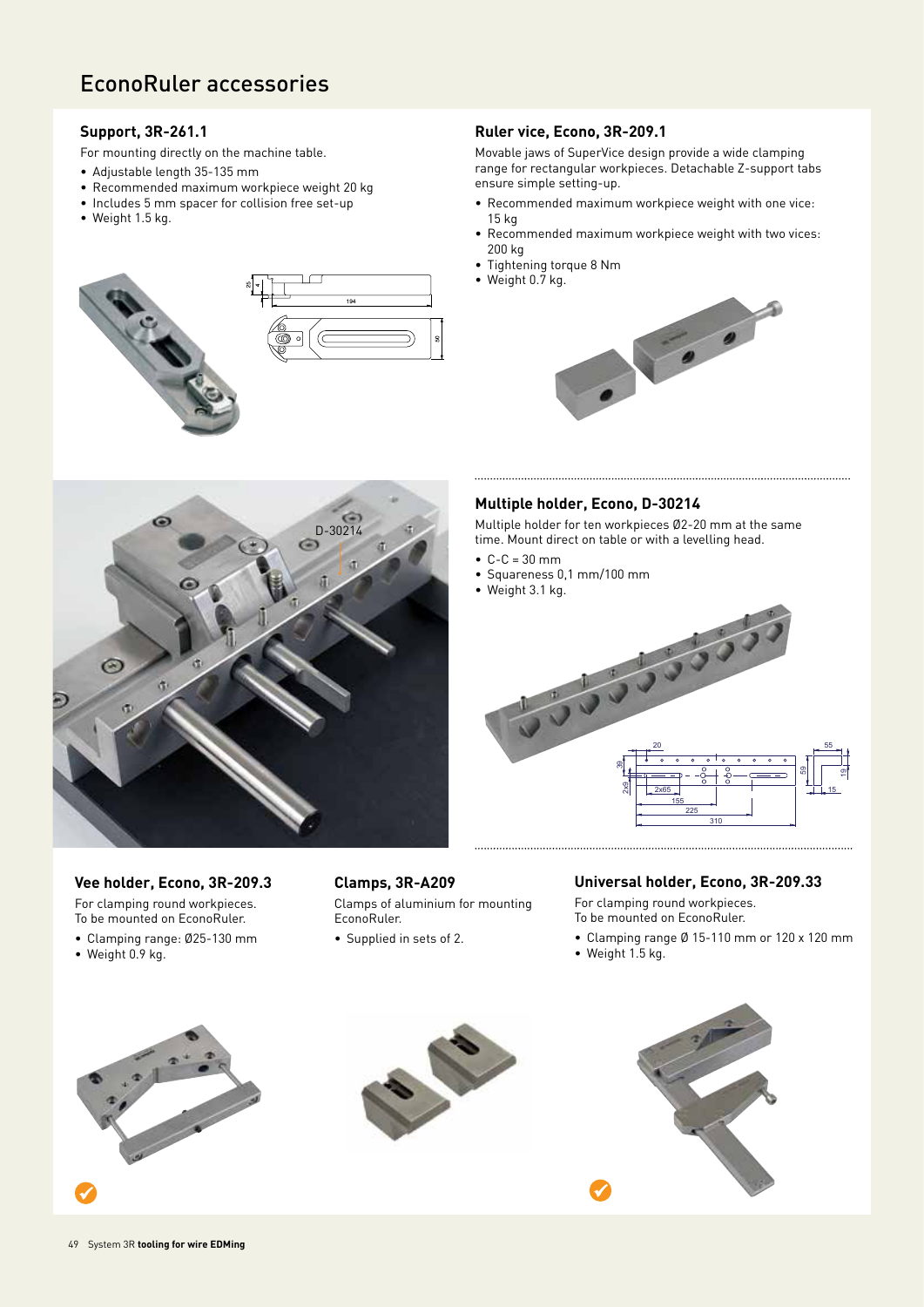# EconoRuler accessories

### Support, 3R-261.1

For mounting directly on the machine table.

- Adjustable length 35-135 mm
- Recommended maximum workpiece weight 20 kg
- Includes 5 mm spacer for collision free set-up
- Weight 1.5 kg.

### Ruler vice, Econo, 3R-209.1

Movable jaws of SuperVice design provide a wide clamping range for rectangular workpieces. Detachable Z-support tabs ensure simple setting-up.

- Recommended maximum workpiece weight with one vice: 15 kg
- Recommended maximum workpiece weight with two vices: 200 kg
- Tightening torque 8 Nm
- Weight 0.7 kg.

D-30214

### Multiple holder, Econo, D-30214

Multiple holder for ten workpieces Ø2-20 mm at the same time. Mount direct on table or with a levelling head.

- C-C = 30 mm
- Squareness 0,1 mm/100 mm
- Weight 3.1 kg.

### Vee holder, Econo, 3R-209.3

For clamping round workpieces.
To be mounted on EconoRuler.

- Clamping range: Ø25-130 mm
- Weight 0.9 kg.

### Clamps, 3R-A209

Clamps of aluminium for mounting EconoRuler.

- Supplied in sets of 2.

### Universal holder, Econo, 3R-209.33

For clamping round workpieces.
To be mounted on EconoRuler.

- Clamping range Ø 15-110 mm or 120 x 120 mm
- Weight 1.5 kg.